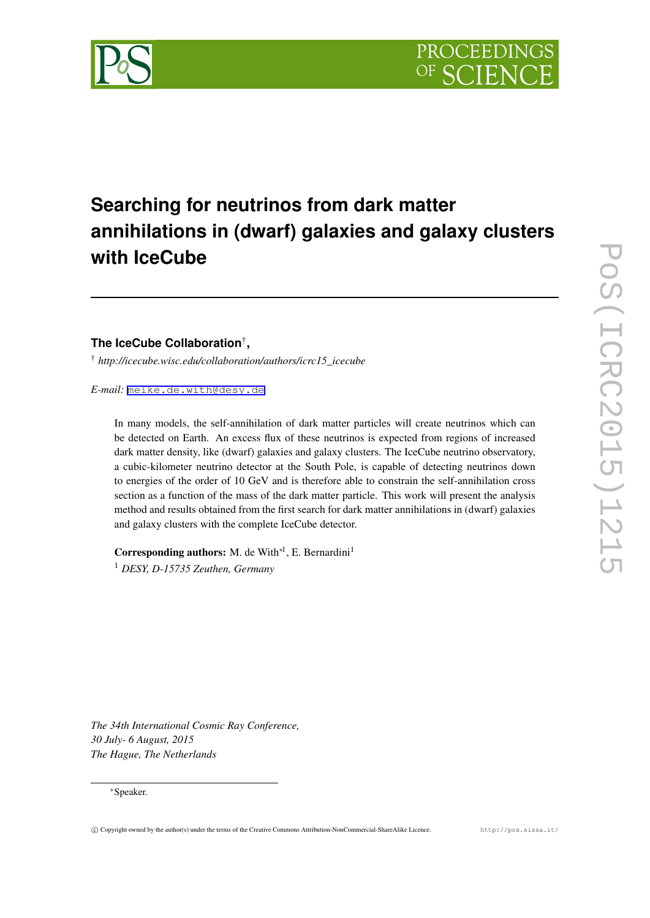# Searching for neutrinos from dark matter annihilations in (dwarf) galaxies and galaxy clusters with IceCube

**The IceCube Collaboration**[†]**,**

[†] *http://icecube.wisc.edu/collaboration/authors/icrc15_icecube*

*E-mail:* meike.de.with@desy.de

In many models, the self-annihilation of dark matter particles will create neutrinos which can be detected on Earth. An excess flux of these neutrinos is expected from regions of increased dark matter density, like (dwarf) galaxies and galaxy clusters. The IceCube neutrino observatory, a cubic-kilometer neutrino detector at the South Pole, is capable of detecting neutrinos down to energies of the order of 10 GeV and is therefore able to constrain the self-annihilation cross section as a function of the mass of the dark matter particle. This work will present the analysis method and results obtained from the first search for dark matter annihilations in (dwarf) galaxies and galaxy clusters with the complete IceCube detector.

**Corresponding authors:** M. de With[*1], E. Bernardini[1]

[1] *DESY, D-15735 Zeuthen, Germany*

*The 34th International Cosmic Ray Conference,*
*30 July- 6 August, 2015*
*The Hague, The Netherlands*

[*]Speaker.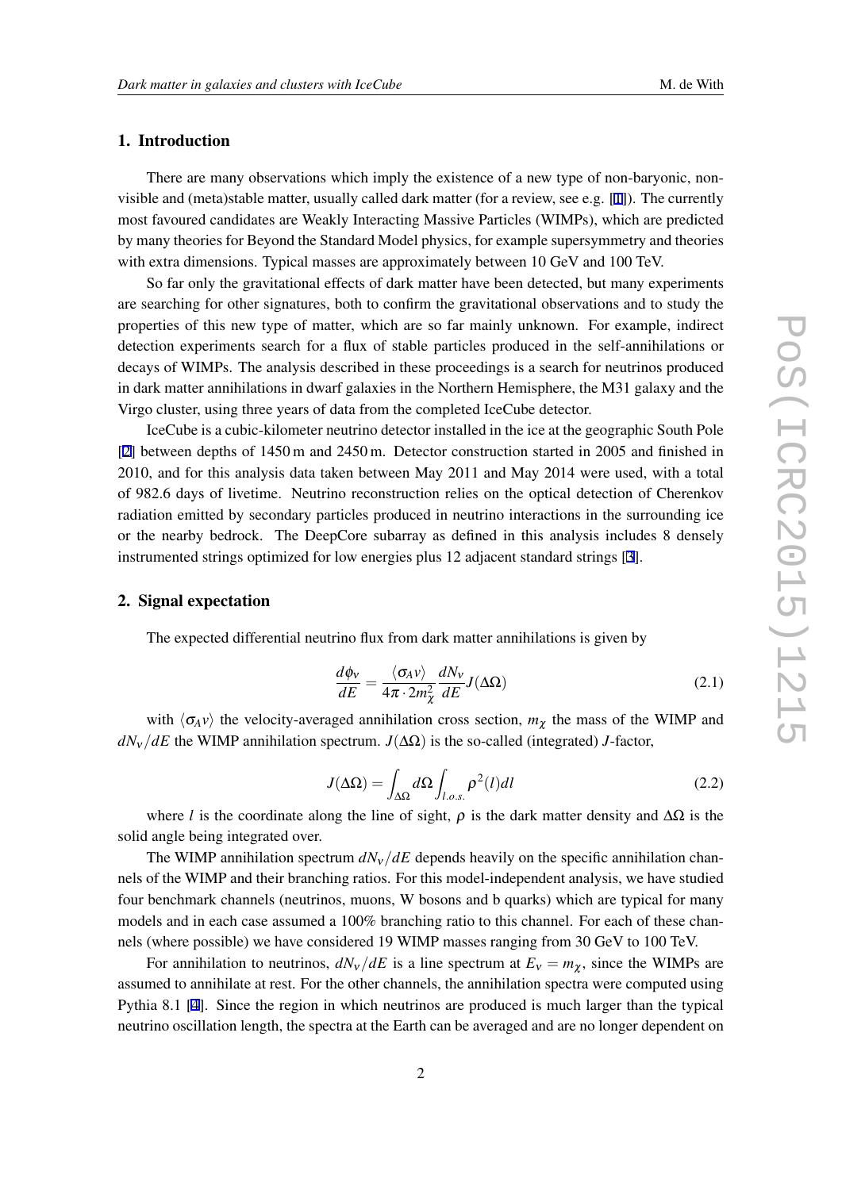## 1. Introduction

There are many observations which imply the existence of a new type of non-baryonic, non-visible and (meta)stable matter, usually called dark matter (for a review, see e.g. [1]). The currently most favoured candidates are Weakly Interacting Massive Particles (WIMPs), which are predicted by many theories for Beyond the Standard Model physics, for example supersymmetry and theories with extra dimensions. Typical masses are approximately between 10 GeV and 100 TeV.

So far only the gravitational effects of dark matter have been detected, but many experiments are searching for other signatures, both to confirm the gravitational observations and to study the properties of this new type of matter, which are so far mainly unknown. For example, indirect detection experiments search for a flux of stable particles produced in the self-annihilations or decays of WIMPs. The analysis described in these proceedings is a search for neutrinos produced in dark matter annihilations in dwarf galaxies in the Northern Hemisphere, the M31 galaxy and the Virgo cluster, using three years of data from the completed IceCube detector.

IceCube is a cubic-kilometer neutrino detector installed in the ice at the geographic South Pole [2] between depths of 1450 m and 2450 m. Detector construction started in 2005 and finished in 2010, and for this analysis data taken between May 2011 and May 2014 were used, with a total of 982.6 days of livetime. Neutrino reconstruction relies on the optical detection of Cherenkov radiation emitted by secondary particles produced in neutrino interactions in the surrounding ice or the nearby bedrock. The DeepCore subarray as defined in this analysis includes 8 densely instrumented strings optimized for low energies plus 12 adjacent standard strings [3].

## 2. Signal expectation

The expected differential neutrino flux from dark matter annihilations is given by

$$\frac{d\phi_\nu}{dE} = \frac{\langle \sigma_A v \rangle}{4\pi \cdot 2m_\chi^2} \frac{dN_\nu}{dE} J(\Delta\Omega) \tag{2.1}$$

with $\langle \sigma_A v \rangle$ the velocity-averaged annihilation cross section, $m_\chi$ the mass of the WIMP and $dN_\nu/dE$ the WIMP annihilation spectrum. $J(\Delta\Omega)$ is the so-called (integrated) $J$-factor,

$$J(\Delta\Omega) = \int_{\Delta\Omega} d\Omega \int_{l.o.s.} \rho^2(l) dl \tag{2.2}$$

where $l$ is the coordinate along the line of sight, $\rho$ is the dark matter density and $\Delta\Omega$ is the solid angle being integrated over.

The WIMP annihilation spectrum $dN_\nu/dE$ depends heavily on the specific annihilation channels of the WIMP and their branching ratios. For this model-independent analysis, we have studied four benchmark channels (neutrinos, muons, W bosons and b quarks) which are typical for many models and in each case assumed a 100% branching ratio to this channel. For each of these channels (where possible) we have considered 19 WIMP masses ranging from 30 GeV to 100 TeV.

For annihilation to neutrinos, $dN_\nu/dE$ is a line spectrum at $E_\nu = m_\chi$, since the WIMPs are assumed to annihilate at rest. For the other channels, the annihilation spectra were computed using Pythia 8.1 [4]. Since the region in which neutrinos are produced is much larger than the typical neutrino oscillation length, the spectra at the Earth can be averaged and are no longer dependent on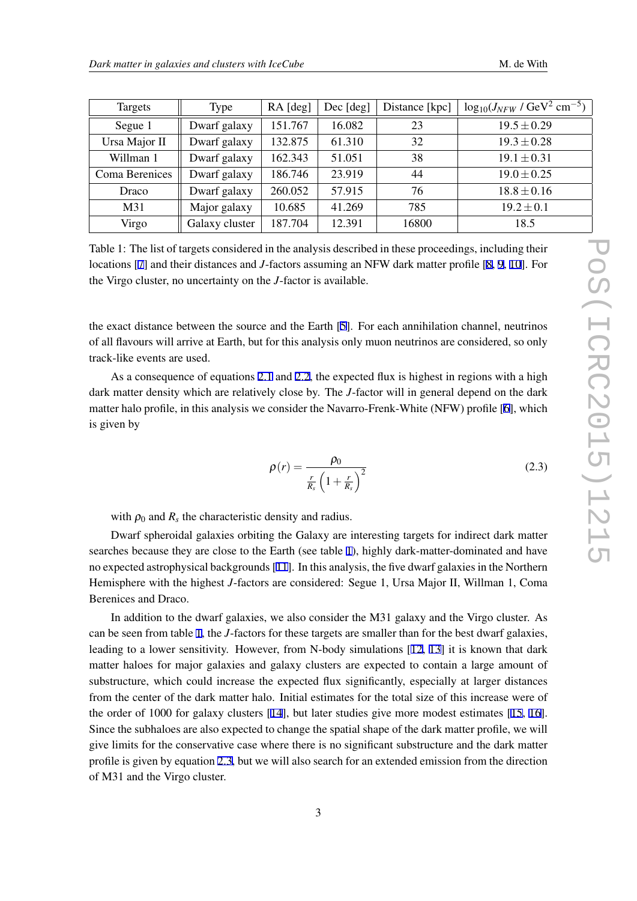| Targets | Type | RA [deg] | Dec [deg] | Distance [kpc] | $\log_{10}(J_{NFW}$ / GeV$^2$ cm$^{-5}$) |
|---|---|---|---|---|---|
| Segue 1 | Dwarf galaxy | 151.767 | 16.082 | 23 | $19.5 \pm 0.29$ |
| Ursa Major II | Dwarf galaxy | 132.875 | 61.310 | 32 | $19.3 \pm 0.28$ |
| Willman 1 | Dwarf galaxy | 162.343 | 51.051 | 38 | $19.1 \pm 0.31$ |
| Coma Berenices | Dwarf galaxy | 186.746 | 23.919 | 44 | $19.0 \pm 0.25$ |
| Draco | Dwarf galaxy | 260.052 | 57.915 | 76 | $18.8 \pm 0.16$ |
| M31 | Major galaxy | 10.685 | 41.269 | 785 | $19.2 \pm 0.1$ |
| Virgo | Galaxy cluster | 187.704 | 12.391 | 16800 | 18.5 |

Table 1: The list of targets considered in the analysis described in these proceedings, including their locations [7] and their distances and $J$-factors assuming an NFW dark matter profile [8, 9, 10]. For the Virgo cluster, no uncertainty on the $J$-factor is available.

the exact distance between the source and the Earth [5]. For each annihilation channel, neutrinos of all flavours will arrive at Earth, but for this analysis only muon neutrinos are considered, so only track-like events are used.

As a consequence of equations 2.1 and 2.2, the expected flux is highest in regions with a high dark matter density which are relatively close by. The $J$-factor will in general depend on the dark matter halo profile, in this analysis we consider the Navarro-Frenk-White (NFW) profile [6], which is given by

$$\rho(r) = \frac{\rho_0}{\frac{r}{R_s}\left(1+\frac{r}{R_s}\right)^2} \tag{2.3}$$

with $\rho_0$ and $R_s$ the characteristic density and radius.

Dwarf spheroidal galaxies orbiting the Galaxy are interesting targets for indirect dark matter searches because they are close to the Earth (see table 1), highly dark-matter-dominated and have no expected astrophysical backgrounds [11]. In this analysis, the five dwarf galaxies in the Northern Hemisphere with the highest $J$-factors are considered: Segue 1, Ursa Major II, Willman 1, Coma Berenices and Draco.

In addition to the dwarf galaxies, we also consider the M31 galaxy and the Virgo cluster. As can be seen from table 1, the $J$-factors for these targets are smaller than for the best dwarf galaxies, leading to a lower sensitivity. However, from N-body simulations [12, 13] it is known that dark matter haloes for major galaxies and galaxy clusters are expected to contain a large amount of substructure, which could increase the expected flux significantly, especially at larger distances from the center of the dark matter halo. Initial estimates for the total size of this increase were of the order of 1000 for galaxy clusters [14], but later studies give more modest estimates [15, 16]. Since the subhaloes are also expected to change the spatial shape of the dark matter profile, we will give limits for the conservative case where there is no significant substructure and the dark matter profile is given by equation 2.3, but we will also search for an extended emission from the direction of M31 and the Virgo cluster.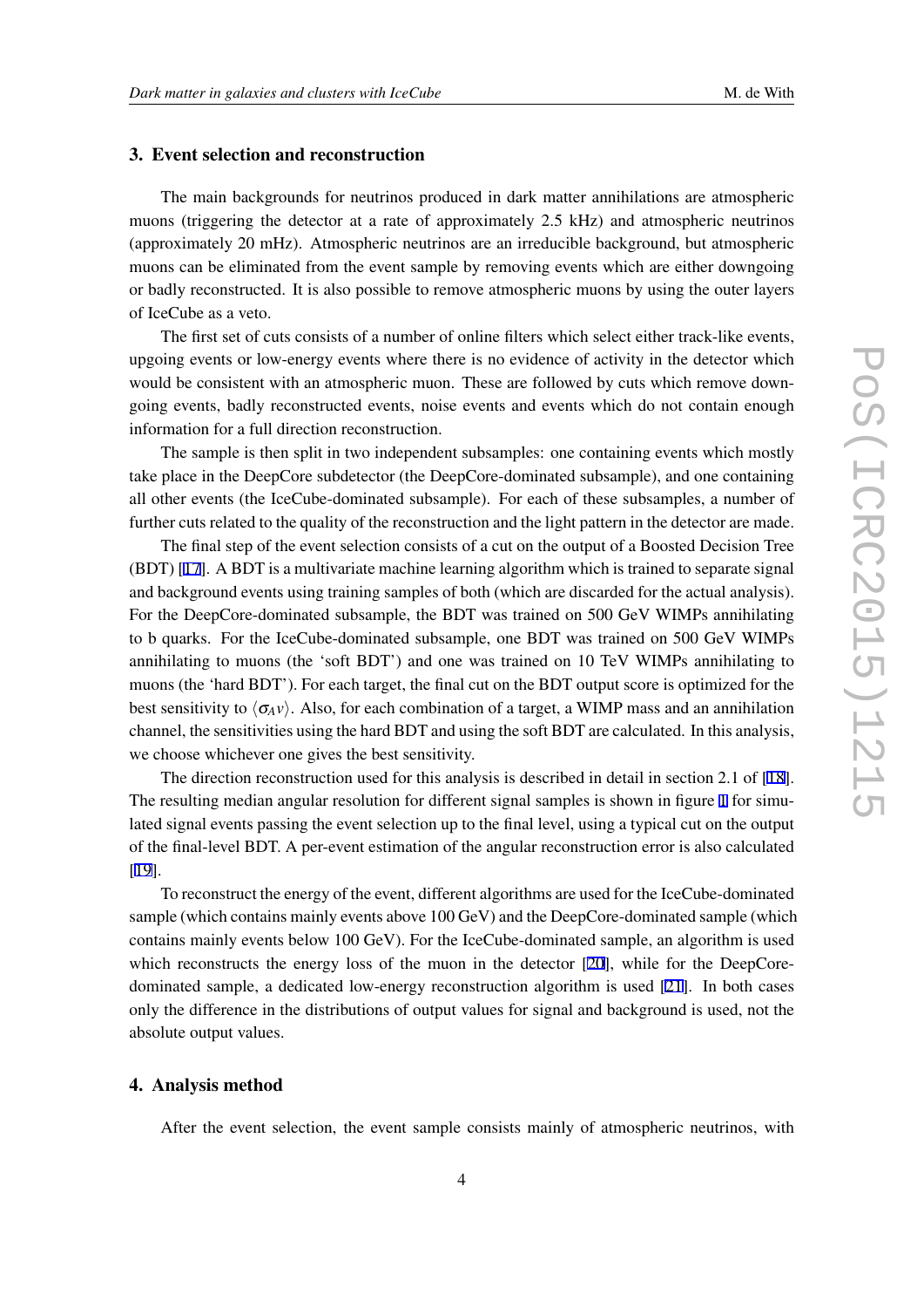## 3. Event selection and reconstruction

The main backgrounds for neutrinos produced in dark matter annihilations are atmospheric muons (triggering the detector at a rate of approximately 2.5 kHz) and atmospheric neutrinos (approximately 20 mHz). Atmospheric neutrinos are an irreducible background, but atmospheric muons can be eliminated from the event sample by removing events which are either downgoing or badly reconstructed. It is also possible to remove atmospheric muons by using the outer layers of IceCube as a veto.

The first set of cuts consists of a number of online filters which select either track-like events, upgoing events or low-energy events where there is no evidence of activity in the detector which would be consistent with an atmospheric muon. These are followed by cuts which remove downgoing events, badly reconstructed events, noise events and events which do not contain enough information for a full direction reconstruction.

The sample is then split in two independent subsamples: one containing events which mostly take place in the DeepCore subdetector (the DeepCore-dominated subsample), and one containing all other events (the IceCube-dominated subsample). For each of these subsamples, a number of further cuts related to the quality of the reconstruction and the light pattern in the detector are made.

The final step of the event selection consists of a cut on the output of a Boosted Decision Tree (BDT) [17]. A BDT is a multivariate machine learning algorithm which is trained to separate signal and background events using training samples of both (which are discarded for the actual analysis). For the DeepCore-dominated subsample, the BDT was trained on 500 GeV WIMPs annihilating to b quarks. For the IceCube-dominated subsample, one BDT was trained on 500 GeV WIMPs annihilating to muons (the 'soft BDT') and one was trained on 10 TeV WIMPs annihilating to muons (the 'hard BDT'). For each target, the final cut on the BDT output score is optimized for the best sensitivity to $\langle \sigma_A v \rangle$. Also, for each combination of a target, a WIMP mass and an annihilation channel, the sensitivities using the hard BDT and using the soft BDT are calculated. In this analysis, we choose whichever one gives the best sensitivity.

The direction reconstruction used for this analysis is described in detail in section 2.1 of [18]. The resulting median angular resolution for different signal samples is shown in figure 1 for simulated signal events passing the event selection up to the final level, using a typical cut on the output of the final-level BDT. A per-event estimation of the angular reconstruction error is also calculated [19].

To reconstruct the energy of the event, different algorithms are used for the IceCube-dominated sample (which contains mainly events above 100 GeV) and the DeepCore-dominated sample (which contains mainly events below 100 GeV). For the IceCube-dominated sample, an algorithm is used which reconstructs the energy loss of the muon in the detector [20], while for the DeepCore-dominated sample, a dedicated low-energy reconstruction algorithm is used [21]. In both cases only the difference in the distributions of output values for signal and background is used, not the absolute output values.

## 4. Analysis method

After the event selection, the event sample consists mainly of atmospheric neutrinos, with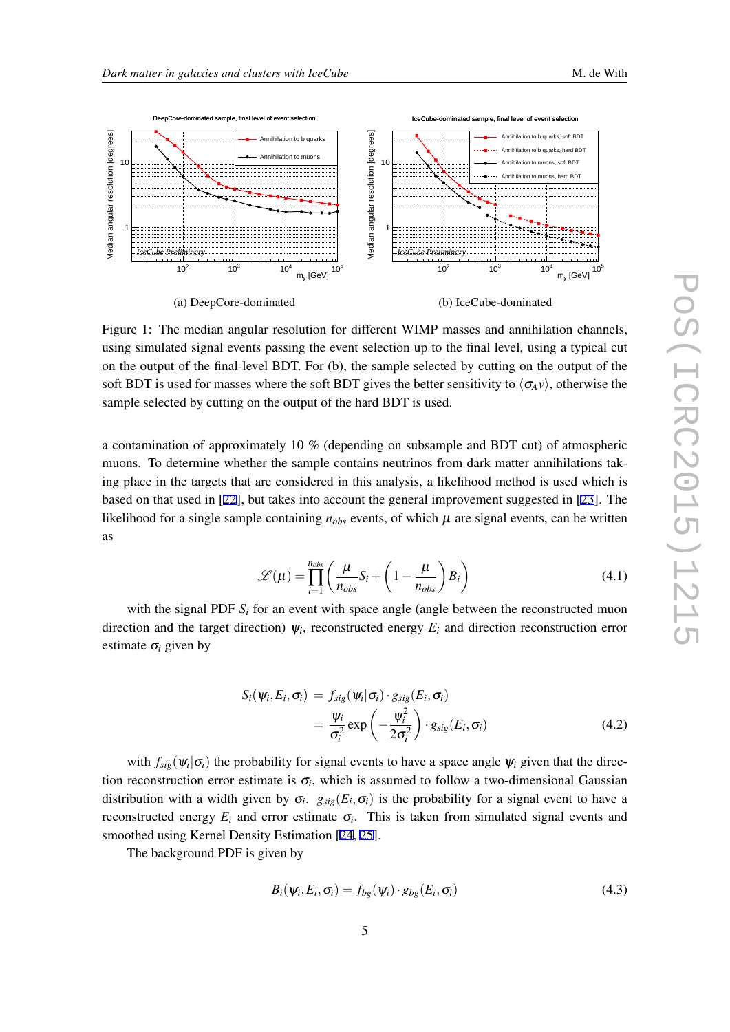(a) DeepCore-dominated

(b) IceCube-dominated

Figure 1: The median angular resolution for different WIMP masses and annihilation channels, using simulated signal events passing the event selection up to the final level, using a typical cut on the output of the final-level BDT. For (b), the sample selected by cutting on the output of the soft BDT is used for masses where the soft BDT gives the better sensitivity to $\langle \sigma_A v \rangle$, otherwise the sample selected by cutting on the output of the hard BDT is used.

a contamination of approximately 10 % (depending on subsample and BDT cut) of atmospheric muons. To determine whether the sample contains neutrinos from dark matter annihilations taking place in the targets that are considered in this analysis, a likelihood method is used which is based on that used in [22], but takes into account the general improvement suggested in [23]. The likelihood for a single sample containing $n_{obs}$ events, of which $\mu$ are signal events, can be written as

$$\mathscr{L}(\mu) = \prod_{i=1}^{n_{obs}} \left( \frac{\mu}{n_{obs}} S_i + \left(1 - \frac{\mu}{n_{obs}}\right) B_i \right) \tag{4.1}$$

with the signal PDF $S_i$ for an event with space angle (angle between the reconstructed muon direction and the target direction) $\psi_i$, reconstructed energy $E_i$ and direction reconstruction error estimate $\sigma_i$ given by

$$\begin{aligned} S_i(\psi_i, E_i, \sigma_i) &= f_{sig}(\psi_i|\sigma_i) \cdot g_{sig}(E_i, \sigma_i) \\ &= \frac{\psi_i}{\sigma_i^2} \exp\left(-\frac{\psi_i^2}{2\sigma_i^2}\right) \cdot g_{sig}(E_i, \sigma_i) \end{aligned} \tag{4.2}$$

with $f_{sig}(\psi_i|\sigma_i)$ the probability for signal events to have a space angle $\psi_i$ given that the direction reconstruction error estimate is $\sigma_i$, which is assumed to follow a two-dimensional Gaussian distribution with a width given by $\sigma_i$. $g_{sig}(E_i, \sigma_i)$ is the probability for a signal event to have a reconstructed energy $E_i$ and error estimate $\sigma_i$. This is taken from simulated signal events and smoothed using Kernel Density Estimation [24, 25].

The background PDF is given by

$$B_i(\psi_i, E_i, \sigma_i) = f_{bg}(\psi_i) \cdot g_{bg}(E_i, \sigma_i) \tag{4.3}$$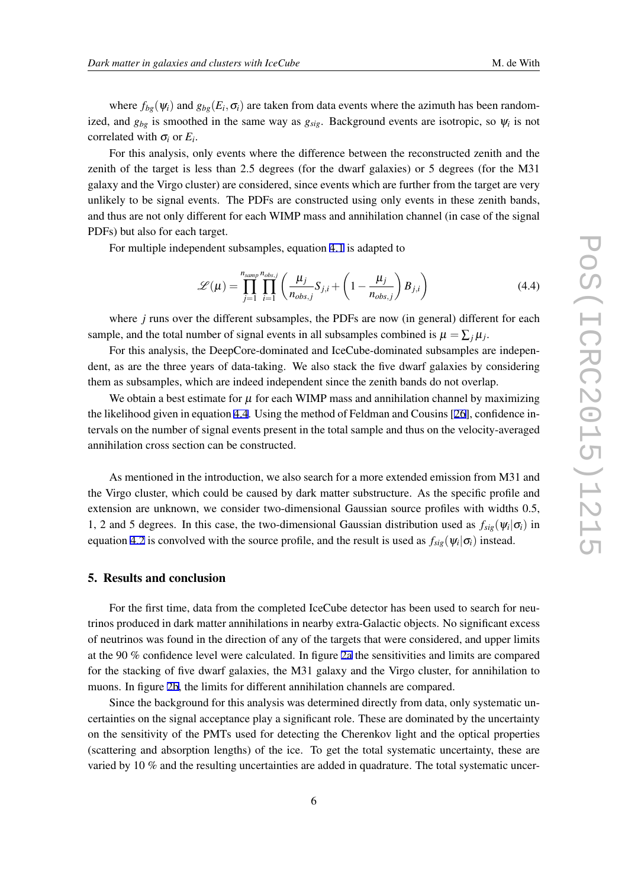where $f_{bg}(\psi_i)$ and $g_{bg}(E_i, \sigma_i)$ are taken from data events where the azimuth has been randomized, and $g_{bg}$ is smoothed in the same way as $g_{sig}$. Background events are isotropic, so $\psi_i$ is not correlated with $\sigma_i$ or $E_i$.

For this analysis, only events where the difference between the reconstructed zenith and the zenith of the target is less than 2.5 degrees (for the dwarf galaxies) or 5 degrees (for the M31 galaxy and the Virgo cluster) are considered, since events which are further from the target are very unlikely to be signal events. The PDFs are constructed using only events in these zenith bands, and thus are not only different for each WIMP mass and annihilation channel (in case of the signal PDFs) but also for each target.

For multiple independent subsamples, equation 4.1 is adapted to

$$\mathscr{L}(\mu) = \prod_{j=1}^{n_{samp}} \prod_{i=1}^{n_{obs,j}} \left( \frac{\mu_j}{n_{obs,j}} S_{j,i} + \left(1 - \frac{\mu_j}{n_{obs,j}}\right) B_{j,i} \right) \tag{4.4}$$

where $j$ runs over the different subsamples, the PDFs are now (in general) different for each sample, and the total number of signal events in all subsamples combined is $\mu = \sum_j \mu_j$.

For this analysis, the DeepCore-dominated and IceCube-dominated subsamples are independent, as are the three years of data-taking. We also stack the five dwarf galaxies by considering them as subsamples, which are indeed independent since the zenith bands do not overlap.

We obtain a best estimate for $\mu$ for each WIMP mass and annihilation channel by maximizing the likelihood given in equation 4.4. Using the method of Feldman and Cousins [26], confidence intervals on the number of signal events present in the total sample and thus on the velocity-averaged annihilation cross section can be constructed.

As mentioned in the introduction, we also search for a more extended emission from M31 and the Virgo cluster, which could be caused by dark matter substructure. As the specific profile and extension are unknown, we consider two-dimensional Gaussian source profiles with widths 0.5, 1, 2 and 5 degrees. In this case, the two-dimensional Gaussian distribution used as $f_{sig}(\psi_i|\sigma_i)$ in equation 4.2 is convolved with the source profile, and the result is used as $f_{sig}(\psi_i|\sigma_i)$ instead.

## 5. Results and conclusion

For the first time, data from the completed IceCube detector has been used to search for neutrinos produced in dark matter annihilations in nearby extra-Galactic objects. No significant excess of neutrinos was found in the direction of any of the targets that were considered, and upper limits at the 90 % confidence level were calculated. In figure 2a the sensitivities and limits are compared for the stacking of five dwarf galaxies, the M31 galaxy and the Virgo cluster, for annihilation to muons. In figure 2b, the limits for different annihilation channels are compared.

Since the background for this analysis was determined directly from data, only systematic uncertainties on the signal acceptance play a significant role. These are dominated by the uncertainty on the sensitivity of the PMTs used for detecting the Cherenkov light and the optical properties (scattering and absorption lengths) of the ice. To get the total systematic uncertainty, these are varied by 10 % and the resulting uncertainties are added in quadrature. The total systematic uncer-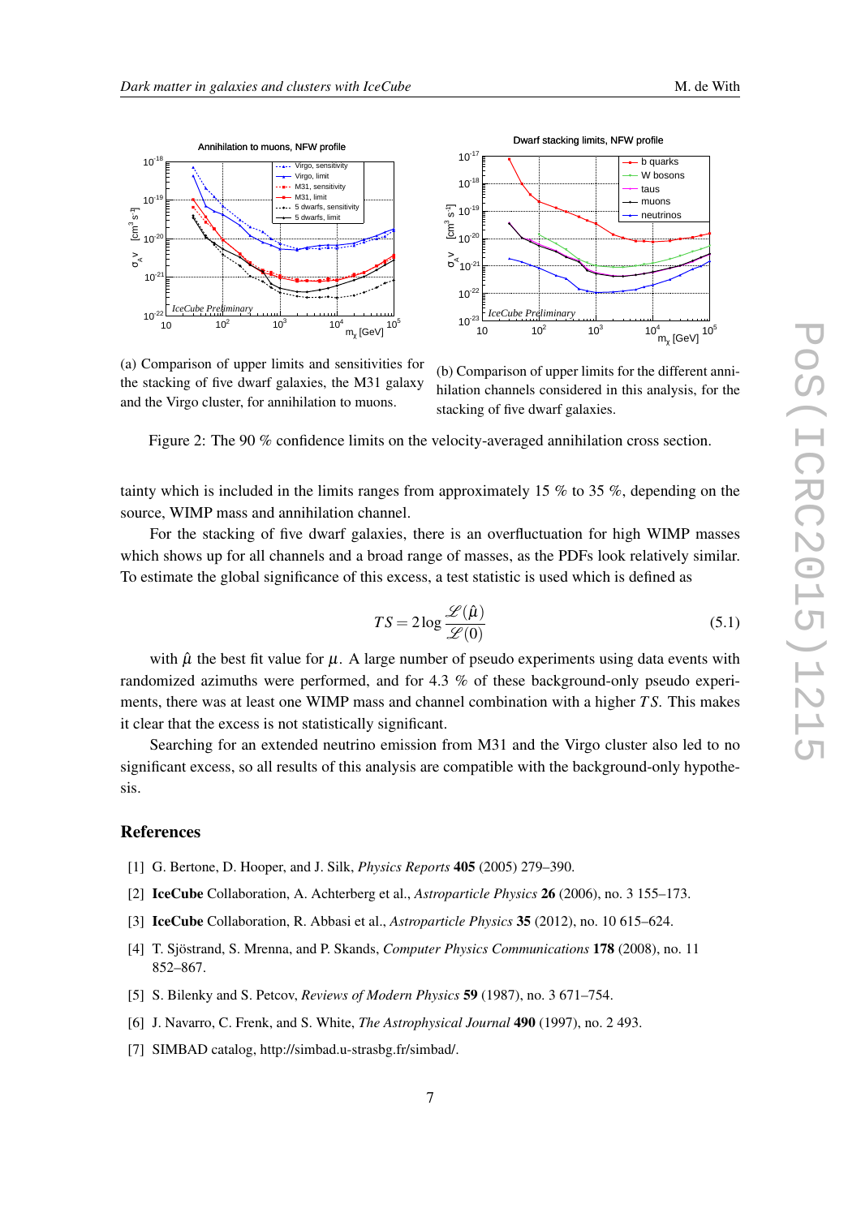(a) Comparison of upper limits and sensitivities for the stacking of five dwarf galaxies, the M31 galaxy and the Virgo cluster, for annihilation to muons.

(b) Comparison of upper limits for the different annihilation channels considered in this analysis, for the stacking of five dwarf galaxies.

Figure 2: The 90 % confidence limits on the velocity-averaged annihilation cross section.

tainty which is included in the limits ranges from approximately 15 % to 35 %, depending on the source, WIMP mass and annihilation channel.

For the stacking of five dwarf galaxies, there is an overfluctuation for high WIMP masses which shows up for all channels and a broad range of masses, as the PDFs look relatively similar. To estimate the global significance of this excess, a test statistic is used which is defined as

$$TS = 2\log\frac{\mathscr{L}(\hat{\mu})}{\mathscr{L}(0)} \tag{5.1}$$

with $\hat{\mu}$ the best fit value for $\mu$. A large number of pseudo experiments using data events with randomized azimuths were performed, and for 4.3 % of these background-only pseudo experiments, there was at least one WIMP mass and channel combination with a higher $TS$. This makes it clear that the excess is not statistically significant.

Searching for an extended neutrino emission from M31 and the Virgo cluster also led to no significant excess, so all results of this analysis are compatible with the background-only hypothesis.

## References

[1] G. Bertone, D. Hooper, and J. Silk, *Physics Reports* **405** (2005) 279–390.

[2] **IceCube** Collaboration, A. Achterberg et al., *Astroparticle Physics* **26** (2006), no. 3 155–173.

[3] **IceCube** Collaboration, R. Abbasi et al., *Astroparticle Physics* **35** (2012), no. 10 615–624.

[4] T. Sjöstrand, S. Mrenna, and P. Skands, *Computer Physics Communications* **178** (2008), no. 11 852–867.

[5] S. Bilenky and S. Petcov, *Reviews of Modern Physics* **59** (1987), no. 3 671–754.

[6] J. Navarro, C. Frenk, and S. White, *The Astrophysical Journal* **490** (1997), no. 2 493.

[7] SIMBAD catalog, http://simbad.u-strasbg.fr/simbad/.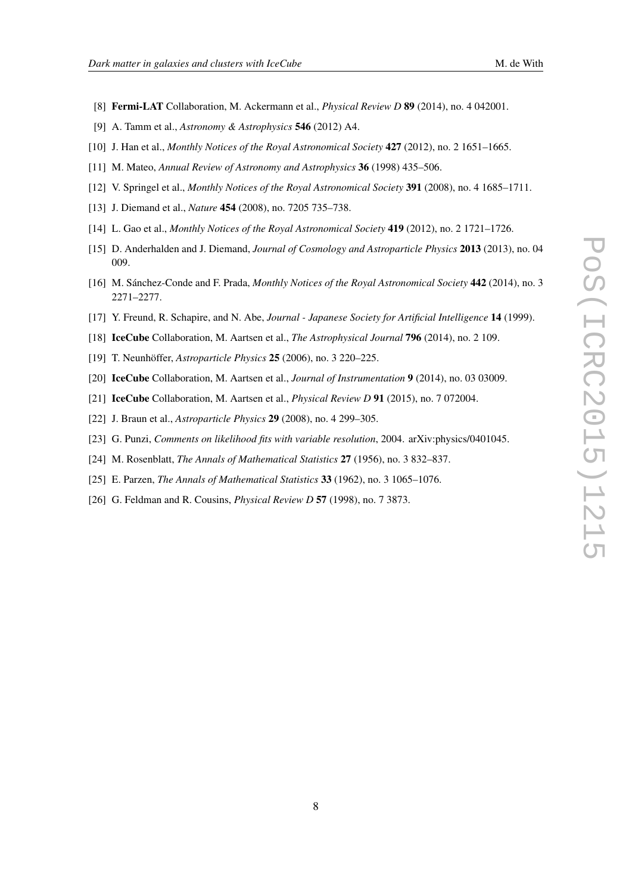[8] **Fermi-LAT** Collaboration, M. Ackermann et al., *Physical Review D* **89** (2014), no. 4 042001.

[9] A. Tamm et al., *Astronomy & Astrophysics* **546** (2012) A4.

[10] J. Han et al., *Monthly Notices of the Royal Astronomical Society* **427** (2012), no. 2 1651–1665.

[11] M. Mateo, *Annual Review of Astronomy and Astrophysics* **36** (1998) 435–506.

[12] V. Springel et al., *Monthly Notices of the Royal Astronomical Society* **391** (2008), no. 4 1685–1711.

[13] J. Diemand et al., *Nature* **454** (2008), no. 7205 735–738.

[14] L. Gao et al., *Monthly Notices of the Royal Astronomical Society* **419** (2012), no. 2 1721–1726.

[15] D. Anderhalden and J. Diemand, *Journal of Cosmology and Astroparticle Physics* **2013** (2013), no. 04 009.

[16] M. Sánchez-Conde and F. Prada, *Monthly Notices of the Royal Astronomical Society* **442** (2014), no. 3 2271–2277.

[17] Y. Freund, R. Schapire, and N. Abe, *Journal - Japanese Society for Artificial Intelligence* **14** (1999).

[18] **IceCube** Collaboration, M. Aartsen et al., *The Astrophysical Journal* **796** (2014), no. 2 109.

[19] T. Neunhöffer, *Astroparticle Physics* **25** (2006), no. 3 220–225.

[20] **IceCube** Collaboration, M. Aartsen et al., *Journal of Instrumentation* **9** (2014), no. 03 03009.

[21] **IceCube** Collaboration, M. Aartsen et al., *Physical Review D* **91** (2015), no. 7 072004.

[22] J. Braun et al., *Astroparticle Physics* **29** (2008), no. 4 299–305.

[23] G. Punzi, *Comments on likelihood fits with variable resolution*, 2004. arXiv:physics/0401045.

[24] M. Rosenblatt, *The Annals of Mathematical Statistics* **27** (1956), no. 3 832–837.

[25] E. Parzen, *The Annals of Mathematical Statistics* **33** (1962), no. 3 1065–1076.

[26] G. Feldman and R. Cousins, *Physical Review D* **57** (1998), no. 7 3873.